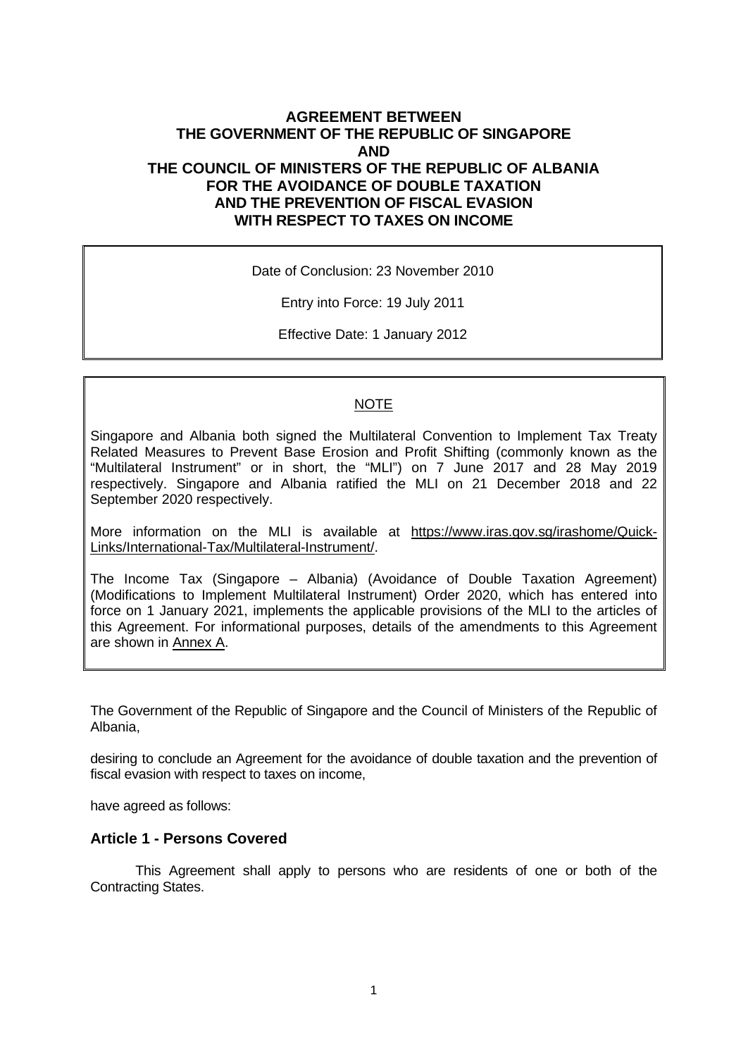# AGREEMENT BETWEEN THE GOVERNMENT OF THE REPUBLIC OF SINGAPORE AND THE COUNCIL OF MINISTERS OF THE REPUBLIC OF ALBANIA FOR THE AVOIDANCE OF DOUBLE TAXATION AND THE PREVENTION OF FISCAL EVASION WITH RESPECT TO TAXES ON INCOME

Date of Conclusion: 23 November 2010

Entry into Force: 19 July 2011

Effective Date: 1 January 2012

NOTE

Singapore and Albania both signed the Multilateral Convention to Implement Tax Treaty Related Measures to Prevent Base Erosion and Profit Shifting (commonly known as the "Multilateral Instrument" or in short, the "MLI") on 7 June 2017 and 28 May 2019 respectively. Singapore and Albania ratified the MLI on 21 December 2018 and 22 September 2020 respectively.

More information on the MLI is available at https://www.iras.gov.sg/irashome/Quick-Links/International-Tax/Multilateral-Instrument/.

The Income Tax (Singapore – Albania) (Avoidance of Double Taxation Agreement) (Modifications to Implement Multilateral Instrument) Order 2020, which has entered into force on 1 January 2021, implements the applicable provisions of the MLI to the articles of this Agreement. For informational purposes, details of the amendments to this Agreement are shown in Annex A.

The Government of the Republic of Singapore and the Council of Ministers of the Republic of Albania,

desiring to conclude an Agreement for the avoidance of double taxation and the prevention of fiscal evasion with respect to taxes on income,

have agreed as follows:

### Article 1 - Persons Covered

This Agreement shall apply to persons who are residents of one or both of the Contracting States.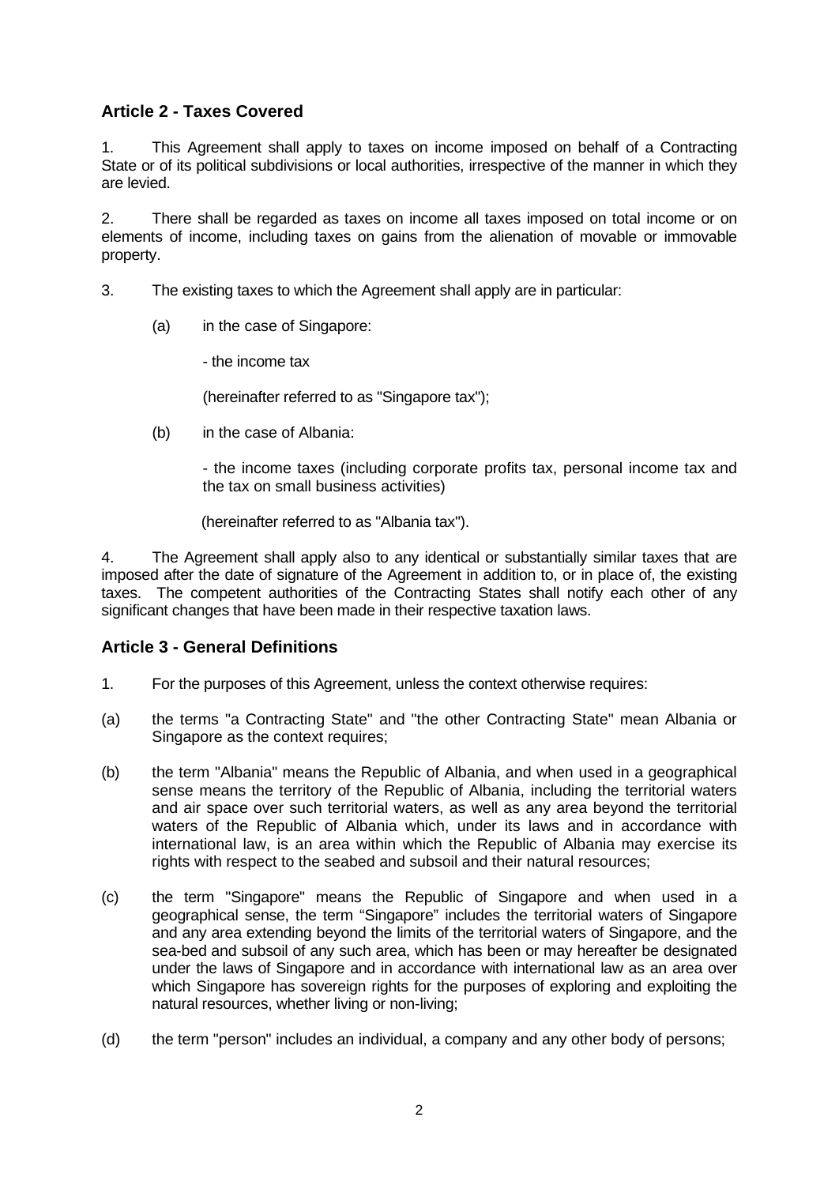## Article 2 - Taxes Covered

1. This Agreement shall apply to taxes on income imposed on behalf of a Contracting State or of its political subdivisions or local authorities, irrespective of the manner in which they are levied.

2. There shall be regarded as taxes on income all taxes imposed on total income or on elements of income, including taxes on gains from the alienation of movable or immovable property.

3. The existing taxes to which the Agreement shall apply are in particular:

(a) in the case of Singapore:

- the income tax

(hereinafter referred to as "Singapore tax");

(b) in the case of Albania:

- the income taxes (including corporate profits tax, personal income tax and the tax on small business activities)

(hereinafter referred to as "Albania tax").

4. The Agreement shall apply also to any identical or substantially similar taxes that are imposed after the date of signature of the Agreement in addition to, or in place of, the existing taxes. The competent authorities of the Contracting States shall notify each other of any significant changes that have been made in their respective taxation laws.

## Article 3 - General Definitions

1. For the purposes of this Agreement, unless the context otherwise requires:

(a) the terms "a Contracting State" and "the other Contracting State" mean Albania or Singapore as the context requires;

(b) the term "Albania" means the Republic of Albania, and when used in a geographical sense means the territory of the Republic of Albania, including the territorial waters and air space over such territorial waters, as well as any area beyond the territorial waters of the Republic of Albania which, under its laws and in accordance with international law, is an area within which the Republic of Albania may exercise its rights with respect to the seabed and subsoil and their natural resources;

(c) the term "Singapore" means the Republic of Singapore and when used in a geographical sense, the term "Singapore" includes the territorial waters of Singapore and any area extending beyond the limits of the territorial waters of Singapore, and the sea-bed and subsoil of any such area, which has been or may hereafter be designated under the laws of Singapore and in accordance with international law as an area over which Singapore has sovereign rights for the purposes of exploring and exploiting the natural resources, whether living or non-living;

(d) the term "person" includes an individual, a company and any other body of persons;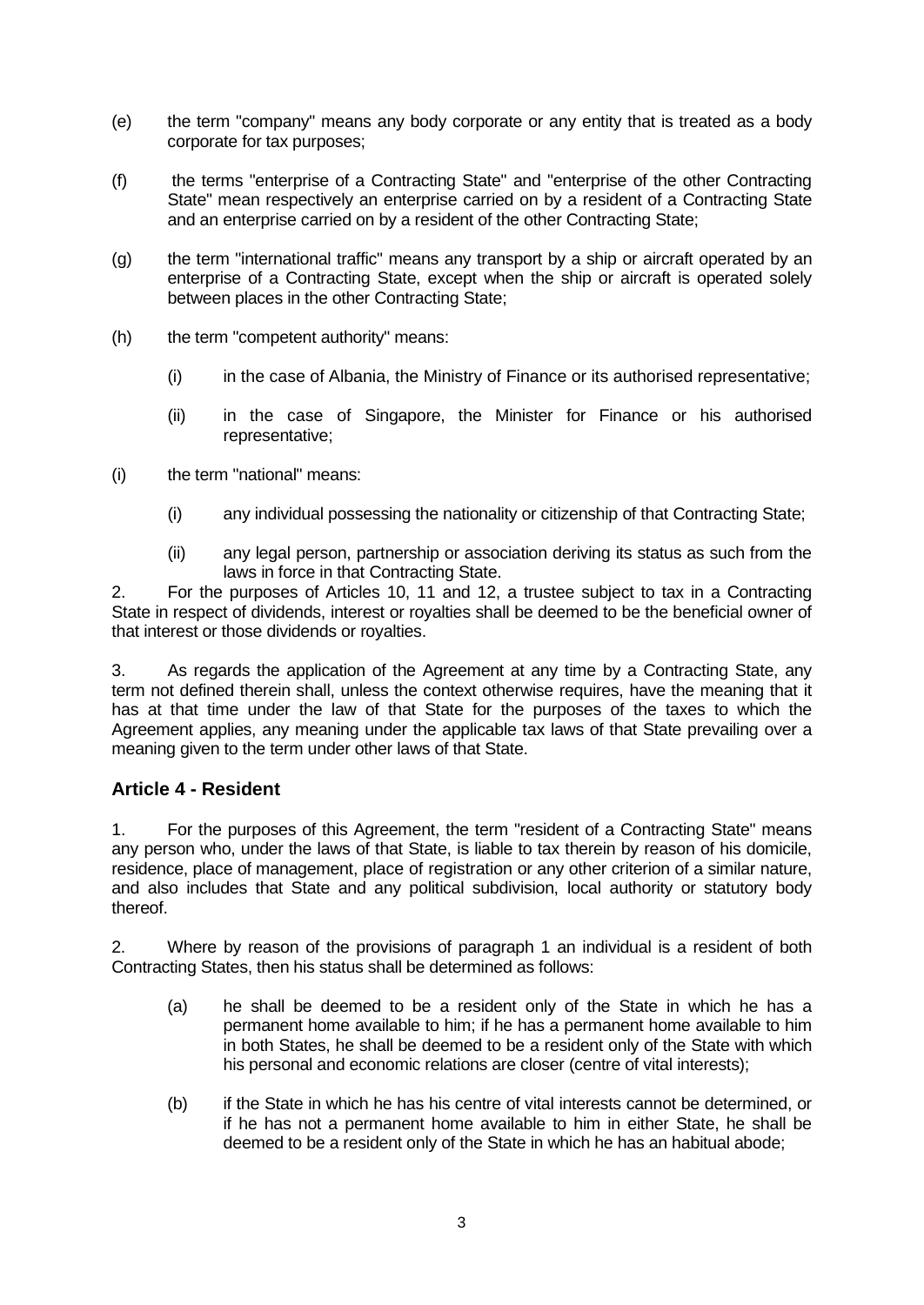(e) the term "company" means any body corporate or any entity that is treated as a body corporate for tax purposes;

(f) the terms "enterprise of a Contracting State" and "enterprise of the other Contracting State" mean respectively an enterprise carried on by a resident of a Contracting State and an enterprise carried on by a resident of the other Contracting State;

(g) the term "international traffic" means any transport by a ship or aircraft operated by an enterprise of a Contracting State, except when the ship or aircraft is operated solely between places in the other Contracting State;

(h) the term "competent authority" means:

   (i) in the case of Albania, the Ministry of Finance or its authorised representative;

   (ii) in the case of Singapore, the Minister for Finance or his authorised representative;

(i) the term "national" means:

   (i) any individual possessing the nationality or citizenship of that Contracting State;

   (ii) any legal person, partnership or association deriving its status as such from the laws in force in that Contracting State.

2. For the purposes of Articles 10, 11 and 12, a trustee subject to tax in a Contracting State in respect of dividends, interest or royalties shall be deemed to be the beneficial owner of that interest or those dividends or royalties.

3. As regards the application of the Agreement at any time by a Contracting State, any term not defined therein shall, unless the context otherwise requires, have the meaning that it has at that time under the law of that State for the purposes of the taxes to which the Agreement applies, any meaning under the applicable tax laws of that State prevailing over a meaning given to the term under other laws of that State.

## Article 4 - Resident

1. For the purposes of this Agreement, the term "resident of a Contracting State" means any person who, under the laws of that State, is liable to tax therein by reason of his domicile, residence, place of management, place of registration or any other criterion of a similar nature, and also includes that State and any political subdivision, local authority or statutory body thereof.

2. Where by reason of the provisions of paragraph 1 an individual is a resident of both Contracting States, then his status shall be determined as follows:

   (a) he shall be deemed to be a resident only of the State in which he has a permanent home available to him; if he has a permanent home available to him in both States, he shall be deemed to be a resident only of the State with which his personal and economic relations are closer (centre of vital interests);

   (b) if the State in which he has his centre of vital interests cannot be determined, or if he has not a permanent home available to him in either State, he shall be deemed to be a resident only of the State in which he has an habitual abode;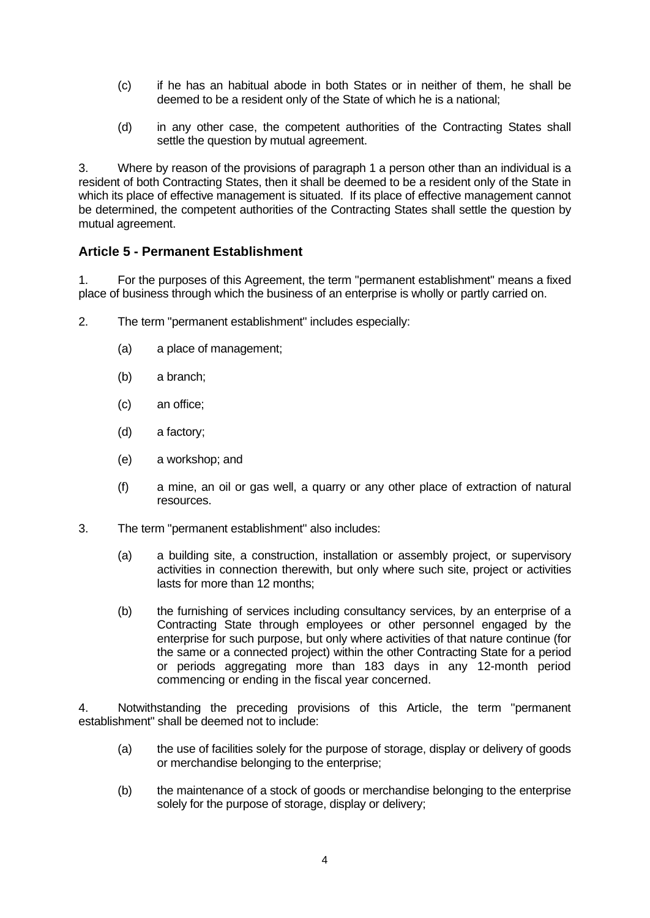(c) if he has an habitual abode in both States or in neither of them, he shall be deemed to be a resident only of the State of which he is a national;

(d) in any other case, the competent authorities of the Contracting States shall settle the question by mutual agreement.

3. Where by reason of the provisions of paragraph 1 a person other than an individual is a resident of both Contracting States, then it shall be deemed to be a resident only of the State in which its place of effective management is situated. If its place of effective management cannot be determined, the competent authorities of the Contracting States shall settle the question by mutual agreement.

### Article 5 - Permanent Establishment

1. For the purposes of this Agreement, the term "permanent establishment" means a fixed place of business through which the business of an enterprise is wholly or partly carried on.

2. The term "permanent establishment" includes especially:

(a) a place of management;

(b) a branch;

(c) an office;

(d) a factory;

(e) a workshop; and

(f) a mine, an oil or gas well, a quarry or any other place of extraction of natural resources.

3. The term "permanent establishment" also includes:

(a) a building site, a construction, installation or assembly project, or supervisory activities in connection therewith, but only where such site, project or activities lasts for more than 12 months;

(b) the furnishing of services including consultancy services, by an enterprise of a Contracting State through employees or other personnel engaged by the enterprise for such purpose, but only where activities of that nature continue (for the same or a connected project) within the other Contracting State for a period or periods aggregating more than 183 days in any 12-month period commencing or ending in the fiscal year concerned.

4. Notwithstanding the preceding provisions of this Article, the term "permanent establishment" shall be deemed not to include:

(a) the use of facilities solely for the purpose of storage, display or delivery of goods or merchandise belonging to the enterprise;

(b) the maintenance of a stock of goods or merchandise belonging to the enterprise solely for the purpose of storage, display or delivery;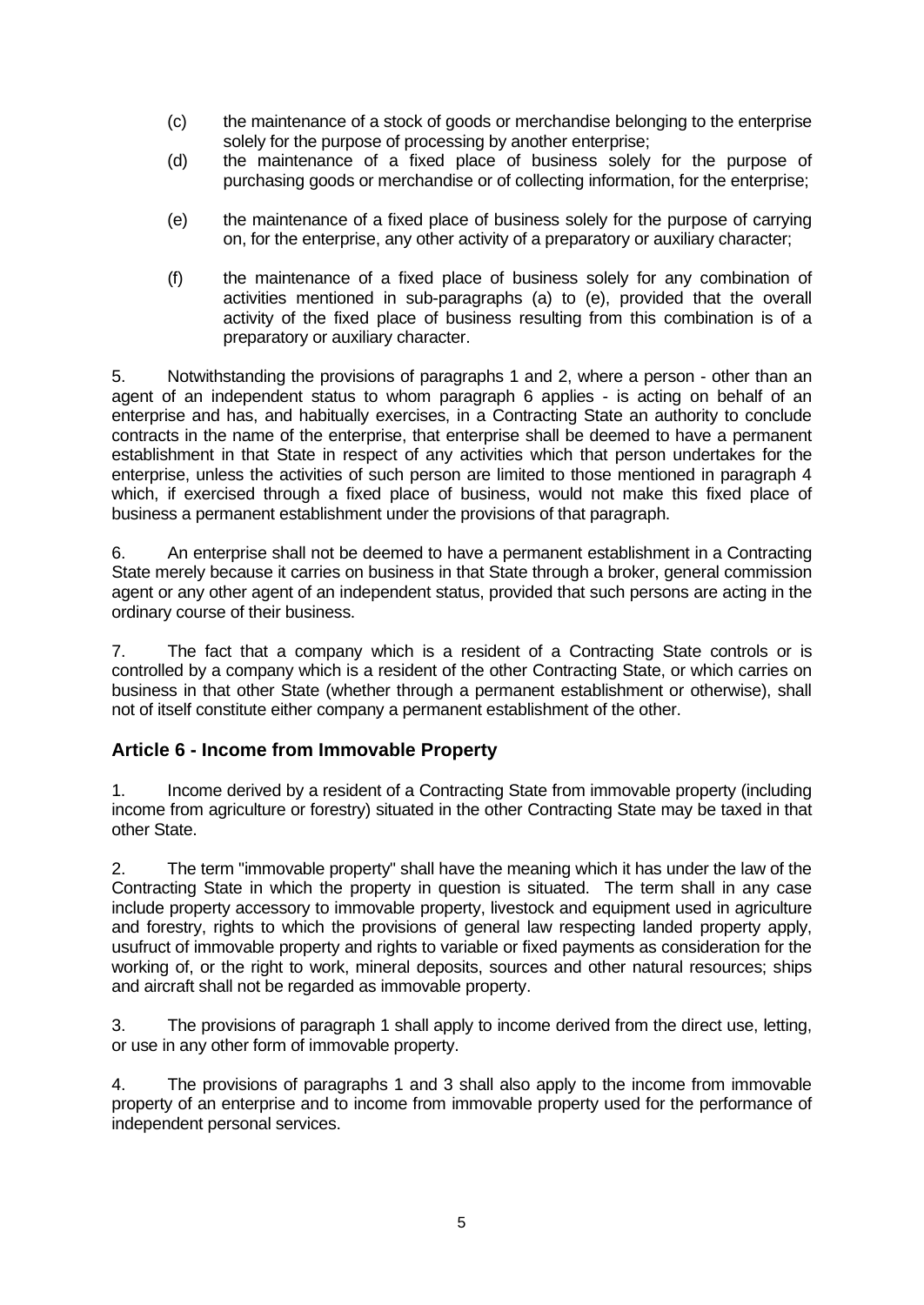(c) the maintenance of a stock of goods or merchandise belonging to the enterprise solely for the purpose of processing by another enterprise;

(d) the maintenance of a fixed place of business solely for the purpose of purchasing goods or merchandise or of collecting information, for the enterprise;

(e) the maintenance of a fixed place of business solely for the purpose of carrying on, for the enterprise, any other activity of a preparatory or auxiliary character;

(f) the maintenance of a fixed place of business solely for any combination of activities mentioned in sub-paragraphs (a) to (e), provided that the overall activity of the fixed place of business resulting from this combination is of a preparatory or auxiliary character.

5. Notwithstanding the provisions of paragraphs 1 and 2, where a person - other than an agent of an independent status to whom paragraph 6 applies - is acting on behalf of an enterprise and has, and habitually exercises, in a Contracting State an authority to conclude contracts in the name of the enterprise, that enterprise shall be deemed to have a permanent establishment in that State in respect of any activities which that person undertakes for the enterprise, unless the activities of such person are limited to those mentioned in paragraph 4 which, if exercised through a fixed place of business, would not make this fixed place of business a permanent establishment under the provisions of that paragraph.

6. An enterprise shall not be deemed to have a permanent establishment in a Contracting State merely because it carries on business in that State through a broker, general commission agent or any other agent of an independent status, provided that such persons are acting in the ordinary course of their business.

7. The fact that a company which is a resident of a Contracting State controls or is controlled by a company which is a resident of the other Contracting State, or which carries on business in that other State (whether through a permanent establishment or otherwise), shall not of itself constitute either company a permanent establishment of the other.

## Article 6 - Income from Immovable Property

1. Income derived by a resident of a Contracting State from immovable property (including income from agriculture or forestry) situated in the other Contracting State may be taxed in that other State.

2. The term "immovable property" shall have the meaning which it has under the law of the Contracting State in which the property in question is situated. The term shall in any case include property accessory to immovable property, livestock and equipment used in agriculture and forestry, rights to which the provisions of general law respecting landed property apply, usufruct of immovable property and rights to variable or fixed payments as consideration for the working of, or the right to work, mineral deposits, sources and other natural resources; ships and aircraft shall not be regarded as immovable property.

3. The provisions of paragraph 1 shall apply to income derived from the direct use, letting, or use in any other form of immovable property.

4. The provisions of paragraphs 1 and 3 shall also apply to the income from immovable property of an enterprise and to income from immovable property used for the performance of independent personal services.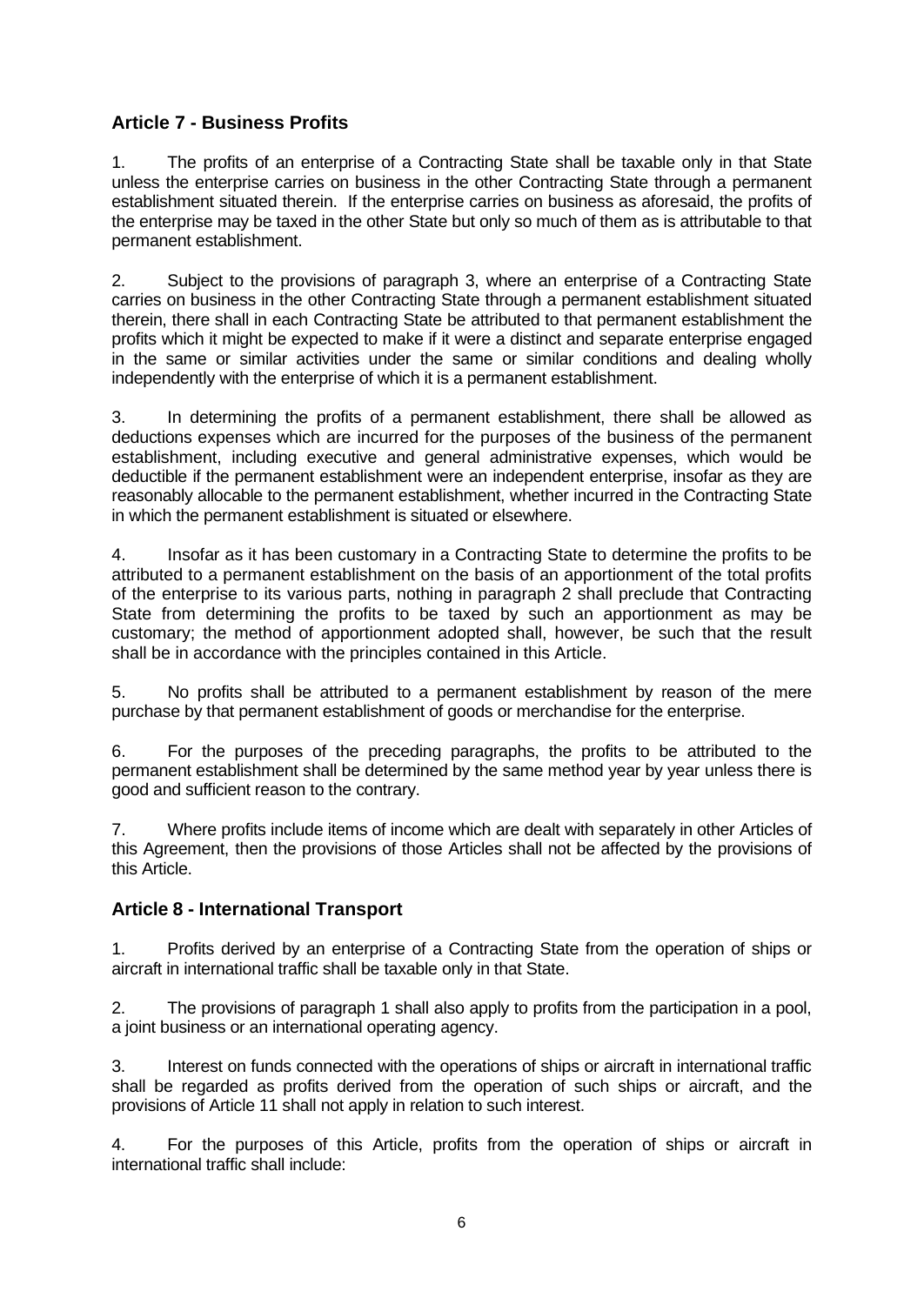## Article 7 - Business Profits

1. The profits of an enterprise of a Contracting State shall be taxable only in that State unless the enterprise carries on business in the other Contracting State through a permanent establishment situated therein. If the enterprise carries on business as aforesaid, the profits of the enterprise may be taxed in the other State but only so much of them as is attributable to that permanent establishment.

2. Subject to the provisions of paragraph 3, where an enterprise of a Contracting State carries on business in the other Contracting State through a permanent establishment situated therein, there shall in each Contracting State be attributed to that permanent establishment the profits which it might be expected to make if it were a distinct and separate enterprise engaged in the same or similar activities under the same or similar conditions and dealing wholly independently with the enterprise of which it is a permanent establishment.

3. In determining the profits of a permanent establishment, there shall be allowed as deductions expenses which are incurred for the purposes of the business of the permanent establishment, including executive and general administrative expenses, which would be deductible if the permanent establishment were an independent enterprise, insofar as they are reasonably allocable to the permanent establishment, whether incurred in the Contracting State in which the permanent establishment is situated or elsewhere.

4. Insofar as it has been customary in a Contracting State to determine the profits to be attributed to a permanent establishment on the basis of an apportionment of the total profits of the enterprise to its various parts, nothing in paragraph 2 shall preclude that Contracting State from determining the profits to be taxed by such an apportionment as may be customary; the method of apportionment adopted shall, however, be such that the result shall be in accordance with the principles contained in this Article.

5. No profits shall be attributed to a permanent establishment by reason of the mere purchase by that permanent establishment of goods or merchandise for the enterprise.

6. For the purposes of the preceding paragraphs, the profits to be attributed to the permanent establishment shall be determined by the same method year by year unless there is good and sufficient reason to the contrary.

7. Where profits include items of income which are dealt with separately in other Articles of this Agreement, then the provisions of those Articles shall not be affected by the provisions of this Article.

## Article 8 - International Transport

1. Profits derived by an enterprise of a Contracting State from the operation of ships or aircraft in international traffic shall be taxable only in that State.

2. The provisions of paragraph 1 shall also apply to profits from the participation in a pool, a joint business or an international operating agency.

3. Interest on funds connected with the operations of ships or aircraft in international traffic shall be regarded as profits derived from the operation of such ships or aircraft, and the provisions of Article 11 shall not apply in relation to such interest.

4. For the purposes of this Article, profits from the operation of ships or aircraft in international traffic shall include: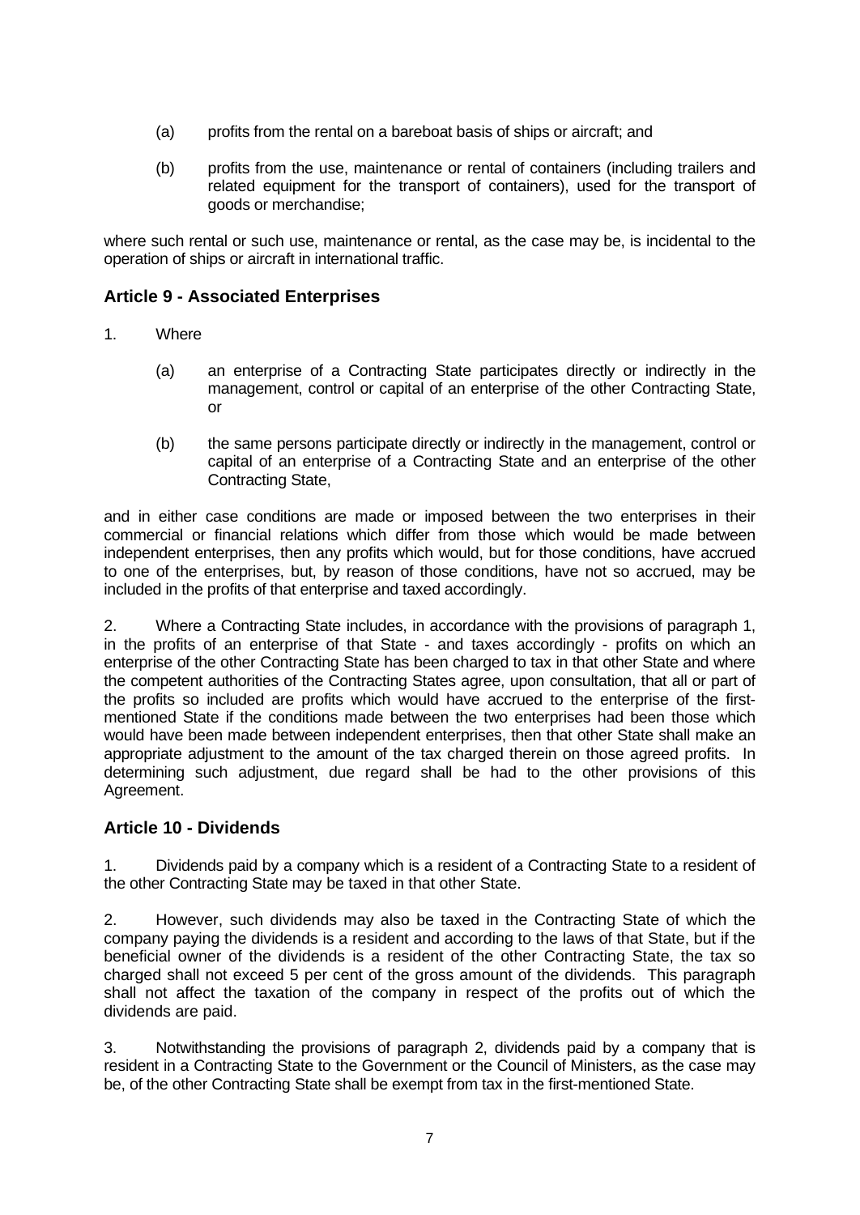(a) profits from the rental on a bareboat basis of ships or aircraft; and

(b) profits from the use, maintenance or rental of containers (including trailers and related equipment for the transport of containers), used for the transport of goods or merchandise;

where such rental or such use, maintenance or rental, as the case may be, is incidental to the operation of ships or aircraft in international traffic.

## Article 9 - Associated Enterprises

1. Where

(a) an enterprise of a Contracting State participates directly or indirectly in the management, control or capital of an enterprise of the other Contracting State, or

(b) the same persons participate directly or indirectly in the management, control or capital of an enterprise of a Contracting State and an enterprise of the other Contracting State,

and in either case conditions are made or imposed between the two enterprises in their commercial or financial relations which differ from those which would be made between independent enterprises, then any profits which would, but for those conditions, have accrued to one of the enterprises, but, by reason of those conditions, have not so accrued, may be included in the profits of that enterprise and taxed accordingly.

2. Where a Contracting State includes, in accordance with the provisions of paragraph 1, in the profits of an enterprise of that State - and taxes accordingly - profits on which an enterprise of the other Contracting State has been charged to tax in that other State and where the competent authorities of the Contracting States agree, upon consultation, that all or part of the profits so included are profits which would have accrued to the enterprise of the first-mentioned State if the conditions made between the two enterprises had been those which would have been made between independent enterprises, then that other State shall make an appropriate adjustment to the amount of the tax charged therein on those agreed profits. In determining such adjustment, due regard shall be had to the other provisions of this Agreement.

## Article 10 - Dividends

1. Dividends paid by a company which is a resident of a Contracting State to a resident of the other Contracting State may be taxed in that other State.

2. However, such dividends may also be taxed in the Contracting State of which the company paying the dividends is a resident and according to the laws of that State, but if the beneficial owner of the dividends is a resident of the other Contracting State, the tax so charged shall not exceed 5 per cent of the gross amount of the dividends. This paragraph shall not affect the taxation of the company in respect of the profits out of which the dividends are paid.

3. Notwithstanding the provisions of paragraph 2, dividends paid by a company that is resident in a Contracting State to the Government or the Council of Ministers, as the case may be, of the other Contracting State shall be exempt from tax in the first-mentioned State.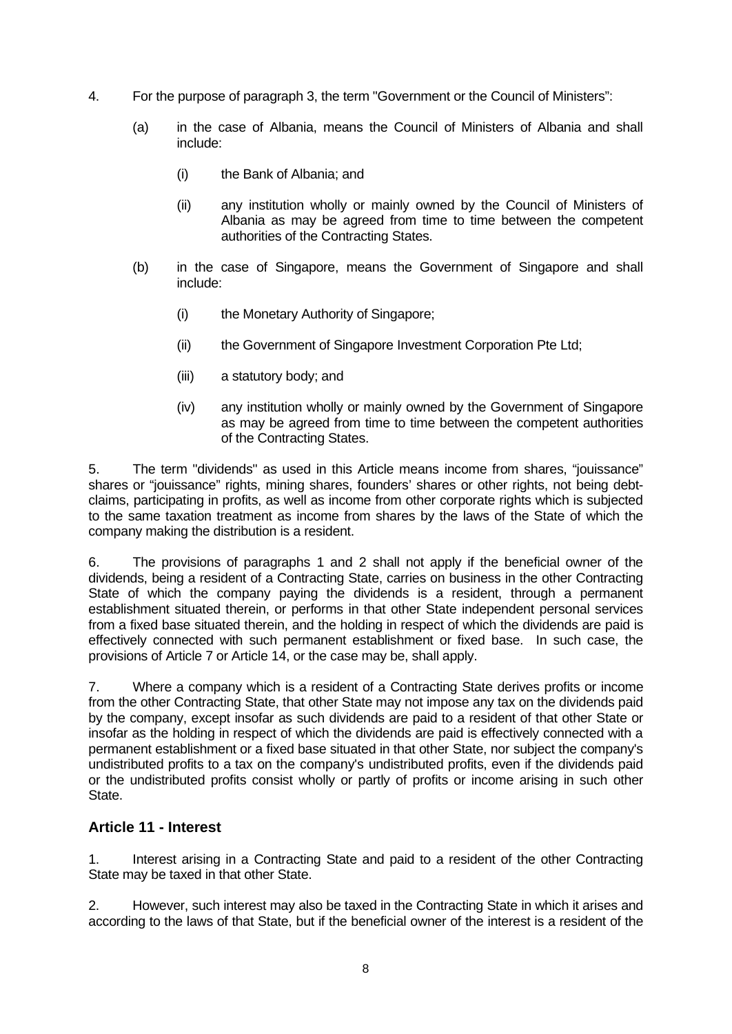4. For the purpose of paragraph 3, the term "Government or the Council of Ministers":

   (a) in the case of Albania, means the Council of Ministers of Albania and shall include:

      (i) the Bank of Albania; and

      (ii) any institution wholly or mainly owned by the Council of Ministers of Albania as may be agreed from time to time between the competent authorities of the Contracting States.

   (b) in the case of Singapore, means the Government of Singapore and shall include:

      (i) the Monetary Authority of Singapore;

      (ii) the Government of Singapore Investment Corporation Pte Ltd;

      (iii) a statutory body; and

      (iv) any institution wholly or mainly owned by the Government of Singapore as may be agreed from time to time between the competent authorities of the Contracting States.

5. The term "dividends" as used in this Article means income from shares, "jouissance" shares or "jouissance" rights, mining shares, founders' shares or other rights, not being debt-claims, participating in profits, as well as income from other corporate rights which is subjected to the same taxation treatment as income from shares by the laws of the State of which the company making the distribution is a resident.

6. The provisions of paragraphs 1 and 2 shall not apply if the beneficial owner of the dividends, being a resident of a Contracting State, carries on business in the other Contracting State of which the company paying the dividends is a resident, through a permanent establishment situated therein, or performs in that other State independent personal services from a fixed base situated therein, and the holding in respect of which the dividends are paid is effectively connected with such permanent establishment or fixed base. In such case, the provisions of Article 7 or Article 14, or the case may be, shall apply.

7. Where a company which is a resident of a Contracting State derives profits or income from the other Contracting State, that other State may not impose any tax on the dividends paid by the company, except insofar as such dividends are paid to a resident of that other State or insofar as the holding in respect of which the dividends are paid is effectively connected with a permanent establishment or a fixed base situated in that other State, nor subject the company's undistributed profits to a tax on the company's undistributed profits, even if the dividends paid or the undistributed profits consist wholly or partly of profits or income arising in such other State.

## Article 11 - Interest

1. Interest arising in a Contracting State and paid to a resident of the other Contracting State may be taxed in that other State.

2. However, such interest may also be taxed in the Contracting State in which it arises and according to the laws of that State, but if the beneficial owner of the interest is a resident of the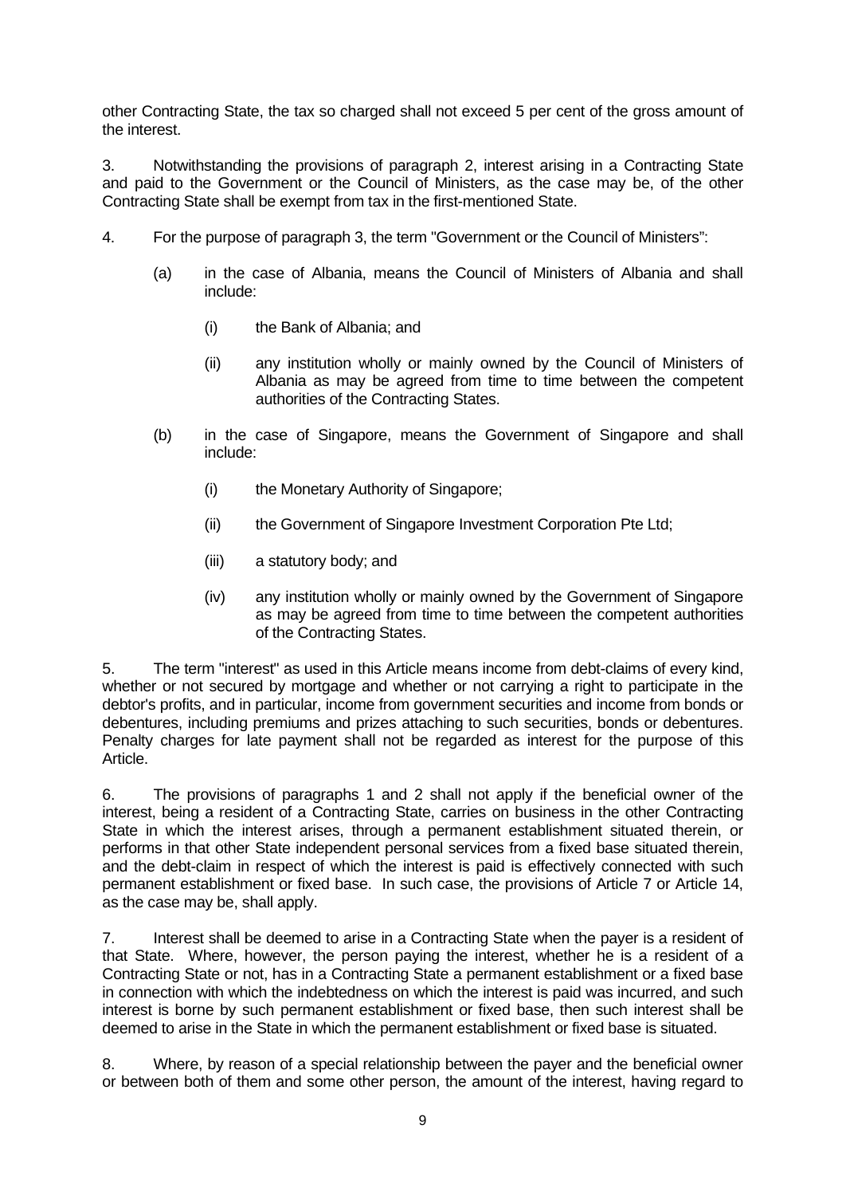other Contracting State, the tax so charged shall not exceed 5 per cent of the gross amount of the interest.

3. Notwithstanding the provisions of paragraph 2, interest arising in a Contracting State and paid to the Government or the Council of Ministers, as the case may be, of the other Contracting State shall be exempt from tax in the first-mentioned State.

4. For the purpose of paragraph 3, the term "Government or the Council of Ministers":

(a) in the case of Albania, means the Council of Ministers of Albania and shall include:

(i) the Bank of Albania; and

(ii) any institution wholly or mainly owned by the Council of Ministers of Albania as may be agreed from time to time between the competent authorities of the Contracting States.

(b) in the case of Singapore, means the Government of Singapore and shall include:

(i) the Monetary Authority of Singapore;

(ii) the Government of Singapore Investment Corporation Pte Ltd;

(iii) a statutory body; and

(iv) any institution wholly or mainly owned by the Government of Singapore as may be agreed from time to time between the competent authorities of the Contracting States.

5. The term "interest" as used in this Article means income from debt-claims of every kind, whether or not secured by mortgage and whether or not carrying a right to participate in the debtor's profits, and in particular, income from government securities and income from bonds or debentures, including premiums and prizes attaching to such securities, bonds or debentures. Penalty charges for late payment shall not be regarded as interest for the purpose of this Article.

6. The provisions of paragraphs 1 and 2 shall not apply if the beneficial owner of the interest, being a resident of a Contracting State, carries on business in the other Contracting State in which the interest arises, through a permanent establishment situated therein, or performs in that other State independent personal services from a fixed base situated therein, and the debt-claim in respect of which the interest is paid is effectively connected with such permanent establishment or fixed base. In such case, the provisions of Article 7 or Article 14, as the case may be, shall apply.

7. Interest shall be deemed to arise in a Contracting State when the payer is a resident of that State. Where, however, the person paying the interest, whether he is a resident of a Contracting State or not, has in a Contracting State a permanent establishment or a fixed base in connection with which the indebtedness on which the interest is paid was incurred, and such interest is borne by such permanent establishment or fixed base, then such interest shall be deemed to arise in the State in which the permanent establishment or fixed base is situated.

8. Where, by reason of a special relationship between the payer and the beneficial owner or between both of them and some other person, the amount of the interest, having regard to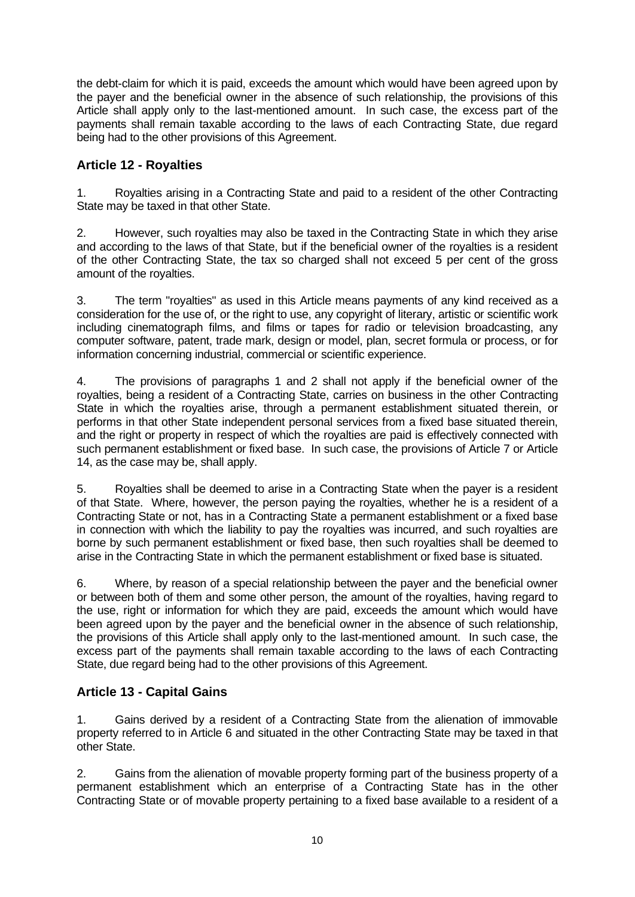the debt-claim for which it is paid, exceeds the amount which would have been agreed upon by the payer and the beneficial owner in the absence of such relationship, the provisions of this Article shall apply only to the last-mentioned amount. In such case, the excess part of the payments shall remain taxable according to the laws of each Contracting State, due regard being had to the other provisions of this Agreement.

## Article 12 - Royalties

1. Royalties arising in a Contracting State and paid to a resident of the other Contracting State may be taxed in that other State.

2. However, such royalties may also be taxed in the Contracting State in which they arise and according to the laws of that State, but if the beneficial owner of the royalties is a resident of the other Contracting State, the tax so charged shall not exceed 5 per cent of the gross amount of the royalties.

3. The term "royalties" as used in this Article means payments of any kind received as a consideration for the use of, or the right to use, any copyright of literary, artistic or scientific work including cinematograph films, and films or tapes for radio or television broadcasting, any computer software, patent, trade mark, design or model, plan, secret formula or process, or for information concerning industrial, commercial or scientific experience.

4. The provisions of paragraphs 1 and 2 shall not apply if the beneficial owner of the royalties, being a resident of a Contracting State, carries on business in the other Contracting State in which the royalties arise, through a permanent establishment situated therein, or performs in that other State independent personal services from a fixed base situated therein, and the right or property in respect of which the royalties are paid is effectively connected with such permanent establishment or fixed base. In such case, the provisions of Article 7 or Article 14, as the case may be, shall apply.

5. Royalties shall be deemed to arise in a Contracting State when the payer is a resident of that State. Where, however, the person paying the royalties, whether he is a resident of a Contracting State or not, has in a Contracting State a permanent establishment or a fixed base in connection with which the liability to pay the royalties was incurred, and such royalties are borne by such permanent establishment or fixed base, then such royalties shall be deemed to arise in the Contracting State in which the permanent establishment or fixed base is situated.

6. Where, by reason of a special relationship between the payer and the beneficial owner or between both of them and some other person, the amount of the royalties, having regard to the use, right or information for which they are paid, exceeds the amount which would have been agreed upon by the payer and the beneficial owner in the absence of such relationship, the provisions of this Article shall apply only to the last-mentioned amount. In such case, the excess part of the payments shall remain taxable according to the laws of each Contracting State, due regard being had to the other provisions of this Agreement.

## Article 13 - Capital Gains

1. Gains derived by a resident of a Contracting State from the alienation of immovable property referred to in Article 6 and situated in the other Contracting State may be taxed in that other State.

2. Gains from the alienation of movable property forming part of the business property of a permanent establishment which an enterprise of a Contracting State has in the other Contracting State or of movable property pertaining to a fixed base available to a resident of a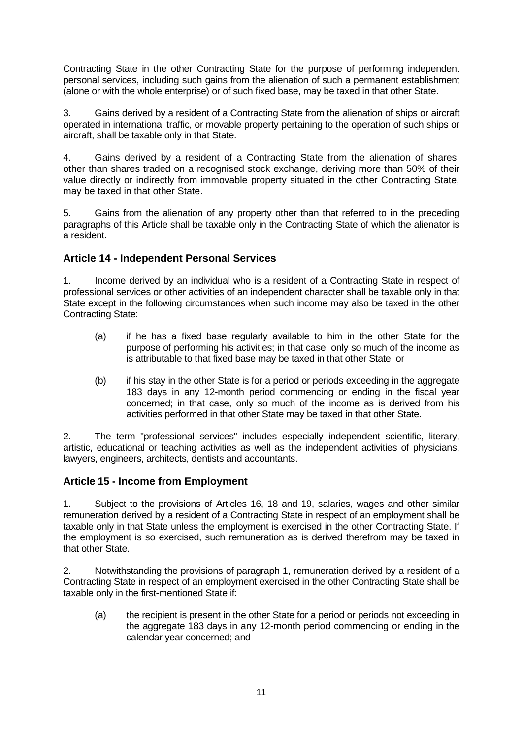Contracting State in the other Contracting State for the purpose of performing independent personal services, including such gains from the alienation of such a permanent establishment (alone or with the whole enterprise) or of such fixed base, may be taxed in that other State.

3. Gains derived by a resident of a Contracting State from the alienation of ships or aircraft operated in international traffic, or movable property pertaining to the operation of such ships or aircraft, shall be taxable only in that State.

4. Gains derived by a resident of a Contracting State from the alienation of shares, other than shares traded on a recognised stock exchange, deriving more than 50% of their value directly or indirectly from immovable property situated in the other Contracting State, may be taxed in that other State.

5. Gains from the alienation of any property other than that referred to in the preceding paragraphs of this Article shall be taxable only in the Contracting State of which the alienator is a resident.

## Article 14 - Independent Personal Services

1. Income derived by an individual who is a resident of a Contracting State in respect of professional services or other activities of an independent character shall be taxable only in that State except in the following circumstances when such income may also be taxed in the other Contracting State:

   (a) if he has a fixed base regularly available to him in the other State for the purpose of performing his activities; in that case, only so much of the income as is attributable to that fixed base may be taxed in that other State; or

   (b) if his stay in the other State is for a period or periods exceeding in the aggregate 183 days in any 12-month period commencing or ending in the fiscal year concerned; in that case, only so much of the income as is derived from his activities performed in that other State may be taxed in that other State.

2. The term "professional services" includes especially independent scientific, literary, artistic, educational or teaching activities as well as the independent activities of physicians, lawyers, engineers, architects, dentists and accountants.

## Article 15 - Income from Employment

1. Subject to the provisions of Articles 16, 18 and 19, salaries, wages and other similar remuneration derived by a resident of a Contracting State in respect of an employment shall be taxable only in that State unless the employment is exercised in the other Contracting State. If the employment is so exercised, such remuneration as is derived therefrom may be taxed in that other State.

2. Notwithstanding the provisions of paragraph 1, remuneration derived by a resident of a Contracting State in respect of an employment exercised in the other Contracting State shall be taxable only in the first-mentioned State if:

   (a) the recipient is present in the other State for a period or periods not exceeding in the aggregate 183 days in any 12-month period commencing or ending in the calendar year concerned; and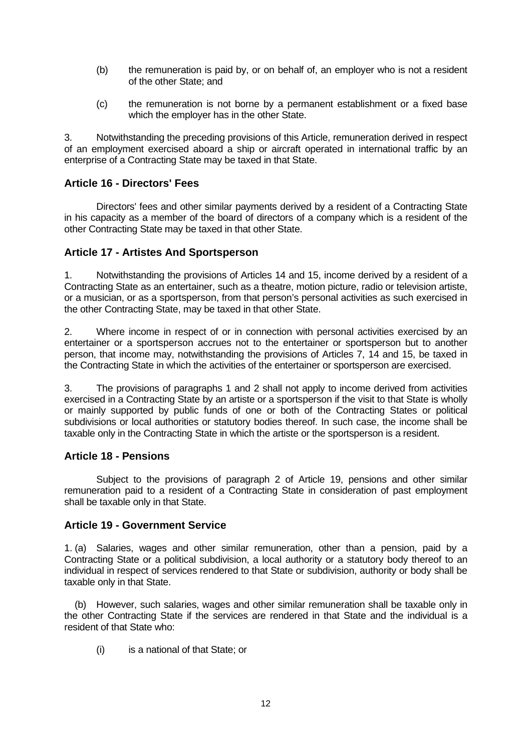(b) the remuneration is paid by, or on behalf of, an employer who is not a resident of the other State; and

(c) the remuneration is not borne by a permanent establishment or a fixed base which the employer has in the other State.

3. Notwithstanding the preceding provisions of this Article, remuneration derived in respect of an employment exercised aboard a ship or aircraft operated in international traffic by an enterprise of a Contracting State may be taxed in that State.

### Article 16 - Directors' Fees

Directors' fees and other similar payments derived by a resident of a Contracting State in his capacity as a member of the board of directors of a company which is a resident of the other Contracting State may be taxed in that other State.

### Article 17 - Artistes And Sportsperson

1. Notwithstanding the provisions of Articles 14 and 15, income derived by a resident of a Contracting State as an entertainer, such as a theatre, motion picture, radio or television artiste, or a musician, or as a sportsperson, from that person's personal activities as such exercised in the other Contracting State, may be taxed in that other State.

2. Where income in respect of or in connection with personal activities exercised by an entertainer or a sportsperson accrues not to the entertainer or sportsperson but to another person, that income may, notwithstanding the provisions of Articles 7, 14 and 15, be taxed in the Contracting State in which the activities of the entertainer or sportsperson are exercised.

3. The provisions of paragraphs 1 and 2 shall not apply to income derived from activities exercised in a Contracting State by an artiste or a sportsperson if the visit to that State is wholly or mainly supported by public funds of one or both of the Contracting States or political subdivisions or local authorities or statutory bodies thereof. In such case, the income shall be taxable only in the Contracting State in which the artiste or the sportsperson is a resident.

### Article 18 - Pensions

Subject to the provisions of paragraph 2 of Article 19, pensions and other similar remuneration paid to a resident of a Contracting State in consideration of past employment shall be taxable only in that State.

### Article 19 - Government Service

1. (a) Salaries, wages and other similar remuneration, other than a pension, paid by a Contracting State or a political subdivision, a local authority or a statutory body thereof to an individual in respect of services rendered to that State or subdivision, authority or body shall be taxable only in that State.

(b) However, such salaries, wages and other similar remuneration shall be taxable only in the other Contracting State if the services are rendered in that State and the individual is a resident of that State who:

(i) is a national of that State; or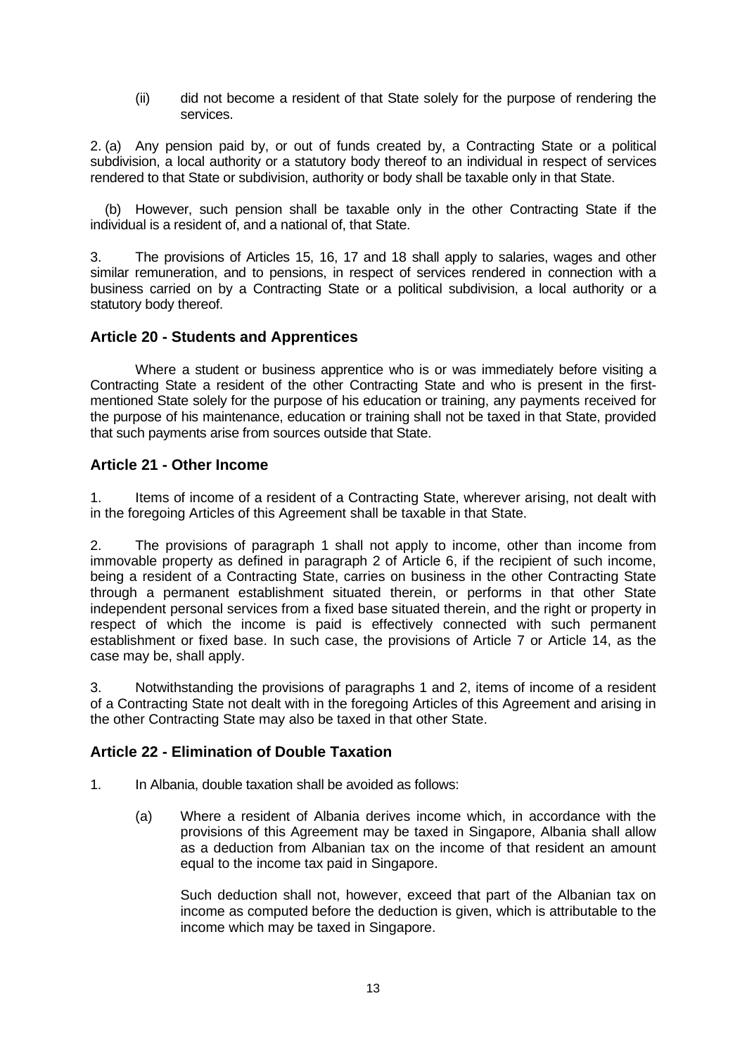(ii) did not become a resident of that State solely for the purpose of rendering the services.

2. (a) Any pension paid by, or out of funds created by, a Contracting State or a political subdivision, a local authority or a statutory body thereof to an individual in respect of services rendered to that State or subdivision, authority or body shall be taxable only in that State.

(b) However, such pension shall be taxable only in the other Contracting State if the individual is a resident of, and a national of, that State.

3. The provisions of Articles 15, 16, 17 and 18 shall apply to salaries, wages and other similar remuneration, and to pensions, in respect of services rendered in connection with a business carried on by a Contracting State or a political subdivision, a local authority or a statutory body thereof.

### Article 20 - Students and Apprentices

Where a student or business apprentice who is or was immediately before visiting a Contracting State a resident of the other Contracting State and who is present in the first-mentioned State solely for the purpose of his education or training, any payments received for the purpose of his maintenance, education or training shall not be taxed in that State, provided that such payments arise from sources outside that State.

### Article 21 - Other Income

1. Items of income of a resident of a Contracting State, wherever arising, not dealt with in the foregoing Articles of this Agreement shall be taxable in that State.

2. The provisions of paragraph 1 shall not apply to income, other than income from immovable property as defined in paragraph 2 of Article 6, if the recipient of such income, being a resident of a Contracting State, carries on business in the other Contracting State through a permanent establishment situated therein, or performs in that other State independent personal services from a fixed base situated therein, and the right or property in respect of which the income is paid is effectively connected with such permanent establishment or fixed base. In such case, the provisions of Article 7 or Article 14, as the case may be, shall apply.

3. Notwithstanding the provisions of paragraphs 1 and 2, items of income of a resident of a Contracting State not dealt with in the foregoing Articles of this Agreement and arising in the other Contracting State may also be taxed in that other State.

### Article 22 - Elimination of Double Taxation

1. In Albania, double taxation shall be avoided as follows:

   (a) Where a resident of Albania derives income which, in accordance with the provisions of this Agreement may be taxed in Singapore, Albania shall allow as a deduction from Albanian tax on the income of that resident an amount equal to the income tax paid in Singapore.

   Such deduction shall not, however, exceed that part of the Albanian tax on income as computed before the deduction is given, which is attributable to the income which may be taxed in Singapore.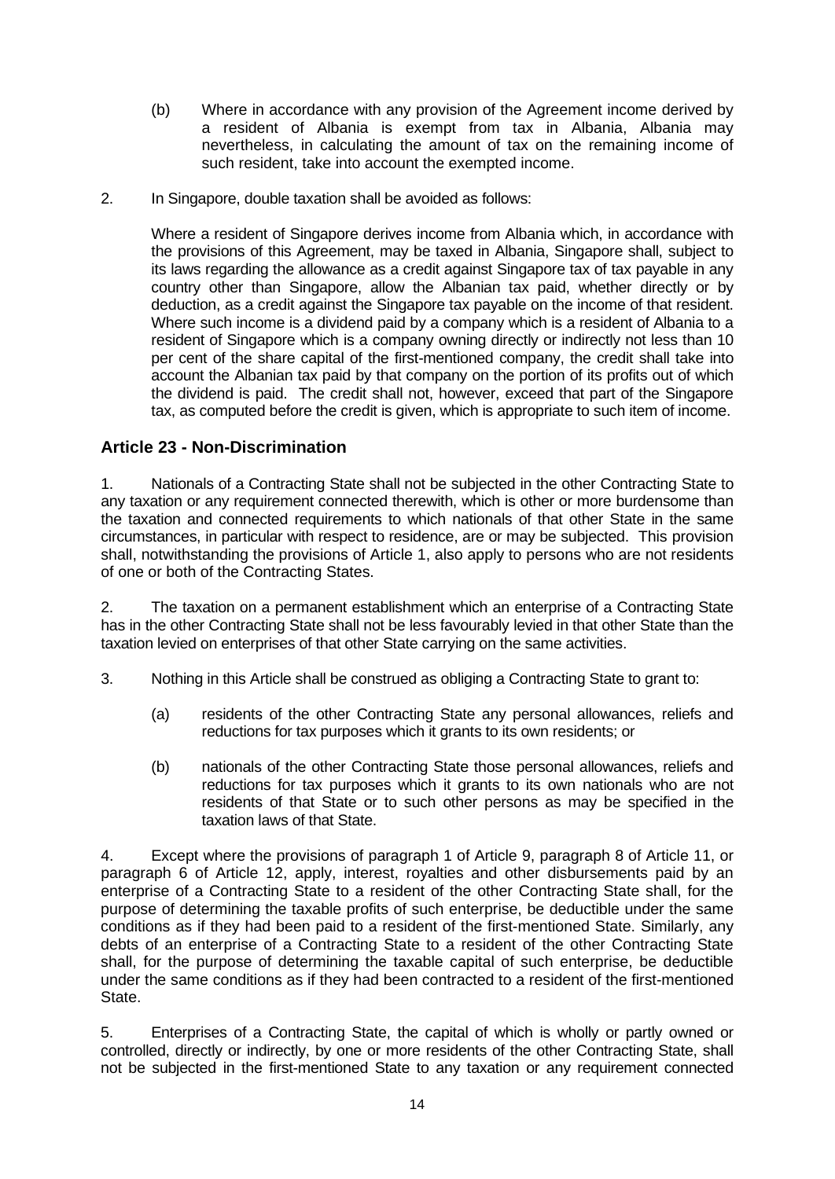(b) Where in accordance with any provision of the Agreement income derived by a resident of Albania is exempt from tax in Albania, Albania may nevertheless, in calculating the amount of tax on the remaining income of such resident, take into account the exempted income.

2. In Singapore, double taxation shall be avoided as follows:

Where a resident of Singapore derives income from Albania which, in accordance with the provisions of this Agreement, may be taxed in Albania, Singapore shall, subject to its laws regarding the allowance as a credit against Singapore tax of tax payable in any country other than Singapore, allow the Albanian tax paid, whether directly or by deduction, as a credit against the Singapore tax payable on the income of that resident. Where such income is a dividend paid by a company which is a resident of Albania to a resident of Singapore which is a company owning directly or indirectly not less than 10 per cent of the share capital of the first-mentioned company, the credit shall take into account the Albanian tax paid by that company on the portion of its profits out of which the dividend is paid. The credit shall not, however, exceed that part of the Singapore tax, as computed before the credit is given, which is appropriate to such item of income.

## Article 23 - Non-Discrimination

1. Nationals of a Contracting State shall not be subjected in the other Contracting State to any taxation or any requirement connected therewith, which is other or more burdensome than the taxation and connected requirements to which nationals of that other State in the same circumstances, in particular with respect to residence, are or may be subjected. This provision shall, notwithstanding the provisions of Article 1, also apply to persons who are not residents of one or both of the Contracting States.

2. The taxation on a permanent establishment which an enterprise of a Contracting State has in the other Contracting State shall not be less favourably levied in that other State than the taxation levied on enterprises of that other State carrying on the same activities.

3. Nothing in this Article shall be construed as obliging a Contracting State to grant to:

(a) residents of the other Contracting State any personal allowances, reliefs and reductions for tax purposes which it grants to its own residents; or

(b) nationals of the other Contracting State those personal allowances, reliefs and reductions for tax purposes which it grants to its own nationals who are not residents of that State or to such other persons as may be specified in the taxation laws of that State.

4. Except where the provisions of paragraph 1 of Article 9, paragraph 8 of Article 11, or paragraph 6 of Article 12, apply, interest, royalties and other disbursements paid by an enterprise of a Contracting State to a resident of the other Contracting State shall, for the purpose of determining the taxable profits of such enterprise, be deductible under the same conditions as if they had been paid to a resident of the first-mentioned State. Similarly, any debts of an enterprise of a Contracting State to a resident of the other Contracting State shall, for the purpose of determining the taxable capital of such enterprise, be deductible under the same conditions as if they had been contracted to a resident of the first-mentioned State.

5. Enterprises of a Contracting State, the capital of which is wholly or partly owned or controlled, directly or indirectly, by one or more residents of the other Contracting State, shall not be subjected in the first-mentioned State to any taxation or any requirement connected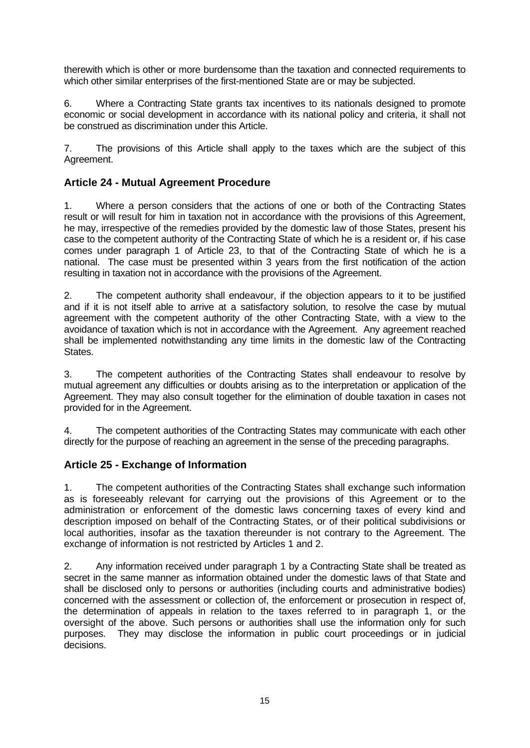therewith which is other or more burdensome than the taxation and connected requirements to which other similar enterprises of the first-mentioned State are or may be subjected.

6. Where a Contracting State grants tax incentives to its nationals designed to promote economic or social development in accordance with its national policy and criteria, it shall not be construed as discrimination under this Article.

7. The provisions of this Article shall apply to the taxes which are the subject of this Agreement.

## Article 24 - Mutual Agreement Procedure

1. Where a person considers that the actions of one or both of the Contracting States result or will result for him in taxation not in accordance with the provisions of this Agreement, he may, irrespective of the remedies provided by the domestic law of those States, present his case to the competent authority of the Contracting State of which he is a resident or, if his case comes under paragraph 1 of Article 23, to that of the Contracting State of which he is a national. The case must be presented within 3 years from the first notification of the action resulting in taxation not in accordance with the provisions of the Agreement.

2. The competent authority shall endeavour, if the objection appears to it to be justified and if it is not itself able to arrive at a satisfactory solution, to resolve the case by mutual agreement with the competent authority of the other Contracting State, with a view to the avoidance of taxation which is not in accordance with the Agreement. Any agreement reached shall be implemented notwithstanding any time limits in the domestic law of the Contracting States.

3. The competent authorities of the Contracting States shall endeavour to resolve by mutual agreement any difficulties or doubts arising as to the interpretation or application of the Agreement. They may also consult together for the elimination of double taxation in cases not provided for in the Agreement.

4. The competent authorities of the Contracting States may communicate with each other directly for the purpose of reaching an agreement in the sense of the preceding paragraphs.

## Article 25 - Exchange of Information

1. The competent authorities of the Contracting States shall exchange such information as is foreseeably relevant for carrying out the provisions of this Agreement or to the administration or enforcement of the domestic laws concerning taxes of every kind and description imposed on behalf of the Contracting States, or of their political subdivisions or local authorities, insofar as the taxation thereunder is not contrary to the Agreement. The exchange of information is not restricted by Articles 1 and 2.

2. Any information received under paragraph 1 by a Contracting State shall be treated as secret in the same manner as information obtained under the domestic laws of that State and shall be disclosed only to persons or authorities (including courts and administrative bodies) concerned with the assessment or collection of, the enforcement or prosecution in respect of, the determination of appeals in relation to the taxes referred to in paragraph 1, or the oversight of the above. Such persons or authorities shall use the information only for such purposes. They may disclose the information in public court proceedings or in judicial decisions.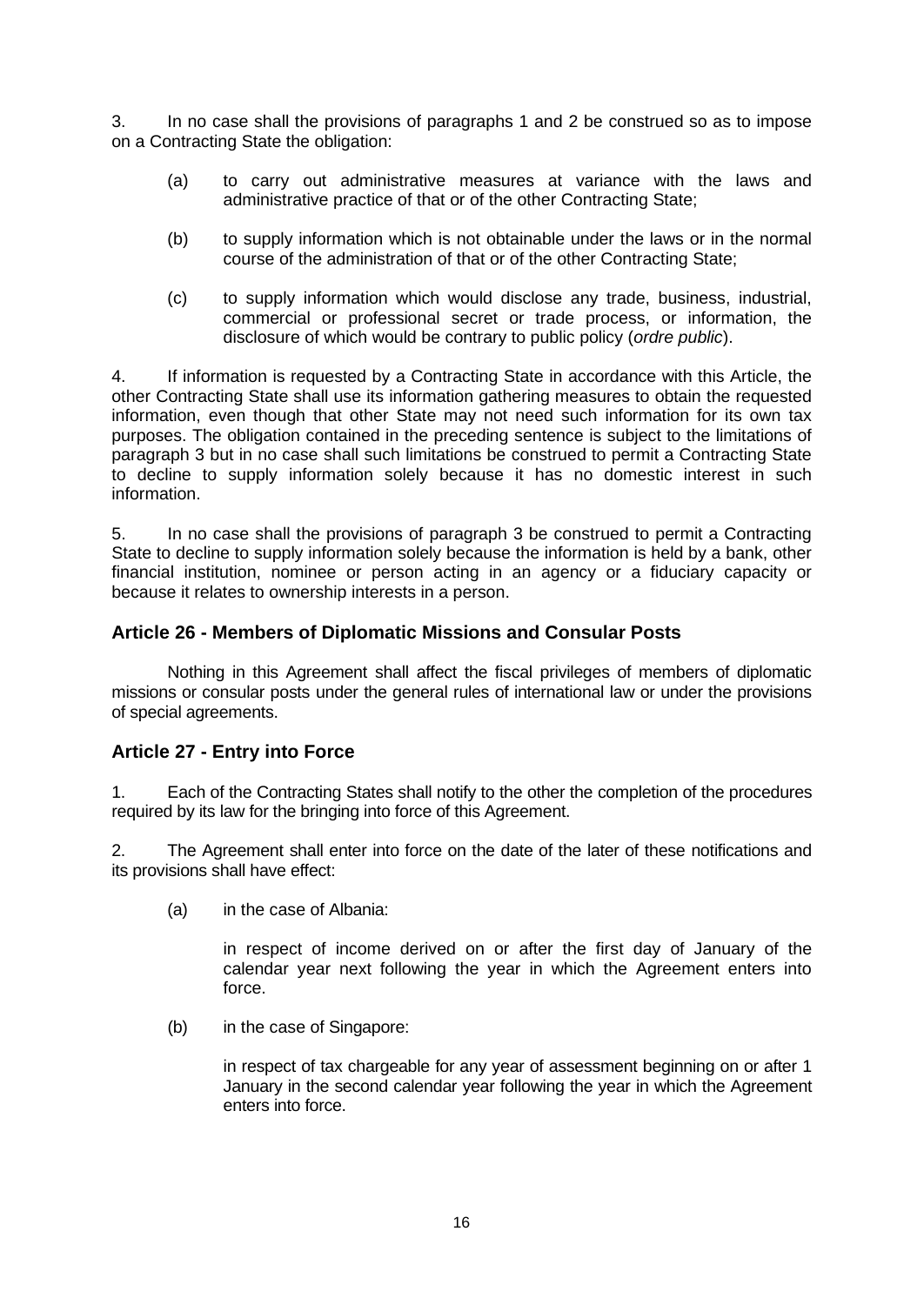3. In no case shall the provisions of paragraphs 1 and 2 be construed so as to impose on a Contracting State the obligation:

(a) to carry out administrative measures at variance with the laws and administrative practice of that or of the other Contracting State;

(b) to supply information which is not obtainable under the laws or in the normal course of the administration of that or of the other Contracting State;

(c) to supply information which would disclose any trade, business, industrial, commercial or professional secret or trade process, or information, the disclosure of which would be contrary to public policy (*ordre public*).

4. If information is requested by a Contracting State in accordance with this Article, the other Contracting State shall use its information gathering measures to obtain the requested information, even though that other State may not need such information for its own tax purposes. The obligation contained in the preceding sentence is subject to the limitations of paragraph 3 but in no case shall such limitations be construed to permit a Contracting State to decline to supply information solely because it has no domestic interest in such information.

5. In no case shall the provisions of paragraph 3 be construed to permit a Contracting State to decline to supply information solely because the information is held by a bank, other financial institution, nominee or person acting in an agency or a fiduciary capacity or because it relates to ownership interests in a person.

## Article 26 - Members of Diplomatic Missions and Consular Posts

Nothing in this Agreement shall affect the fiscal privileges of members of diplomatic missions or consular posts under the general rules of international law or under the provisions of special agreements.

## Article 27 - Entry into Force

1. Each of the Contracting States shall notify to the other the completion of the procedures required by its law for the bringing into force of this Agreement.

2. The Agreement shall enter into force on the date of the later of these notifications and its provisions shall have effect:

(a) in the case of Albania:

in respect of income derived on or after the first day of January of the calendar year next following the year in which the Agreement enters into force.

(b) in the case of Singapore:

in respect of tax chargeable for any year of assessment beginning on or after 1 January in the second calendar year following the year in which the Agreement enters into force.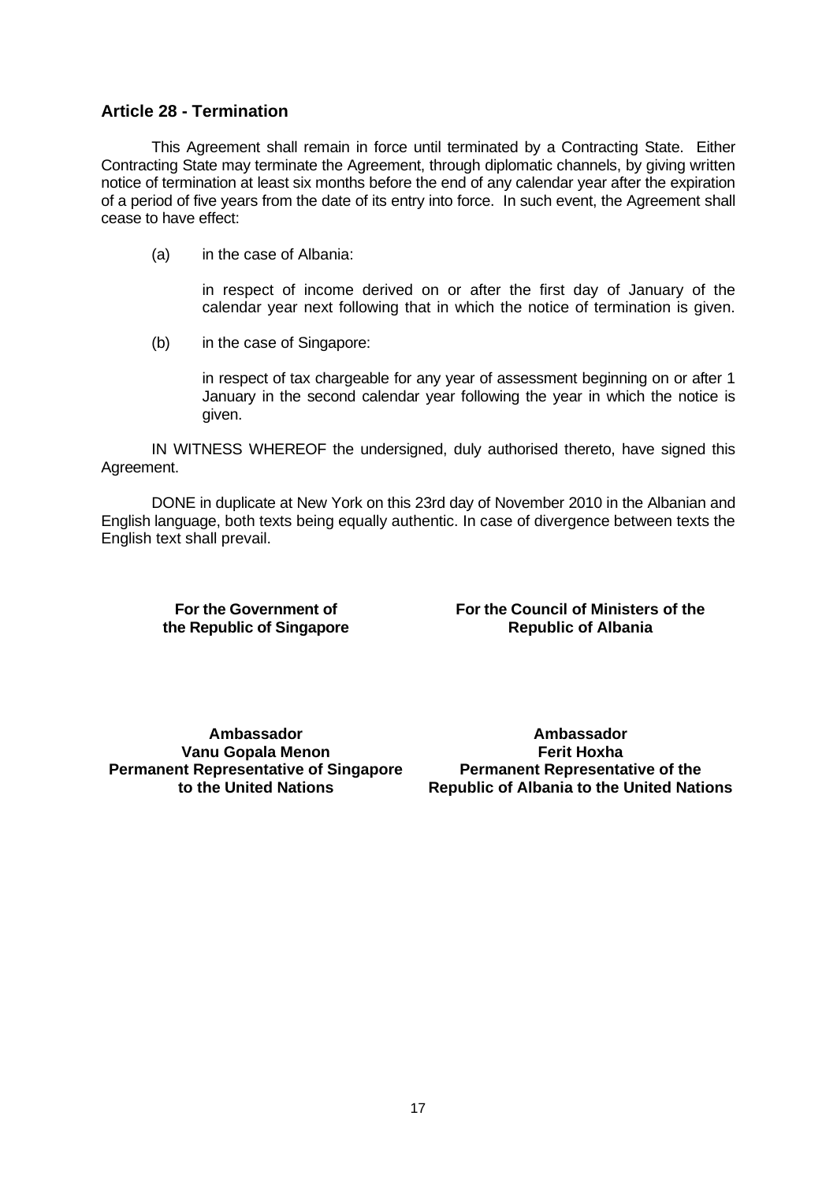## Article 28 - Termination

This Agreement shall remain in force until terminated by a Contracting State. Either Contracting State may terminate the Agreement, through diplomatic channels, by giving written notice of termination at least six months before the end of any calendar year after the expiration of a period of five years from the date of its entry into force. In such event, the Agreement shall cease to have effect:

(a) in the case of Albania:

in respect of income derived on or after the first day of January of the calendar year next following that in which the notice of termination is given.

(b) in the case of Singapore:

in respect of tax chargeable for any year of assessment beginning on or after 1 January in the second calendar year following the year in which the notice is given.

IN WITNESS WHEREOF the undersigned, duly authorised thereto, have signed this Agreement.

DONE in duplicate at New York on this 23rd day of November 2010 in the Albanian and English language, both texts being equally authentic. In case of divergence between texts the English text shall prevail.

**For the Government of the Republic of Singapore**

**Ambassador**
**Vanu Gopala Menon**
**Permanent Representative of Singapore to the United Nations**

**For the Council of Ministers of the Republic of Albania**

**Ambassador**
**Ferit Hoxha**
**Permanent Representative of the Republic of Albania to the United Nations**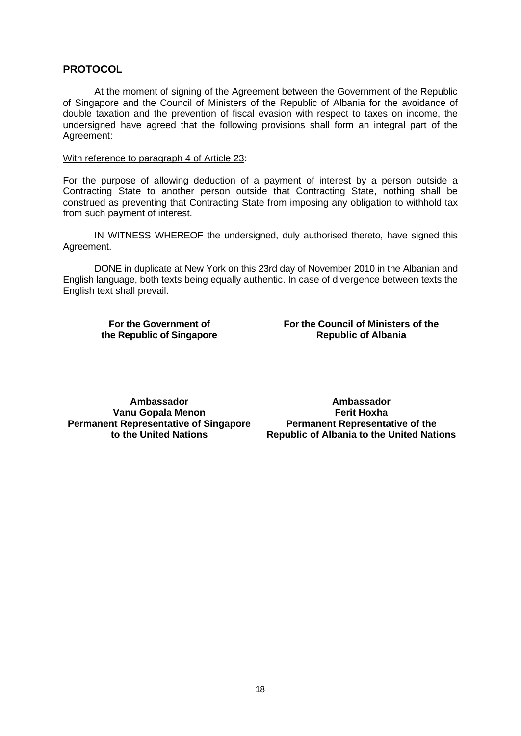## PROTOCOL

At the moment of signing of the Agreement between the Government of the Republic of Singapore and the Council of Ministers of the Republic of Albania for the avoidance of double taxation and the prevention of fiscal evasion with respect to taxes on income, the undersigned have agreed that the following provisions shall form an integral part of the Agreement:

With reference to paragraph 4 of Article 23:

For the purpose of allowing deduction of a payment of interest by a person outside a Contracting State to another person outside that Contracting State, nothing shall be construed as preventing that Contracting State from imposing any obligation to withhold tax from such payment of interest.

IN WITNESS WHEREOF the undersigned, duly authorised thereto, have signed this Agreement.

DONE in duplicate at New York on this 23rd day of November 2010 in the Albanian and English language, both texts being equally authentic. In case of divergence between texts the English text shall prevail.

| For the Government of the Republic of Singapore | For the Council of Ministers of the Republic of Albania |
|---|---|
| **Ambassador**<br>**Vanu Gopala Menon**<br>**Permanent Representative of Singapore to the United Nations** | **Ambassador**<br>**Ferit Hoxha**<br>**Permanent Representative of the Republic of Albania to the United Nations** |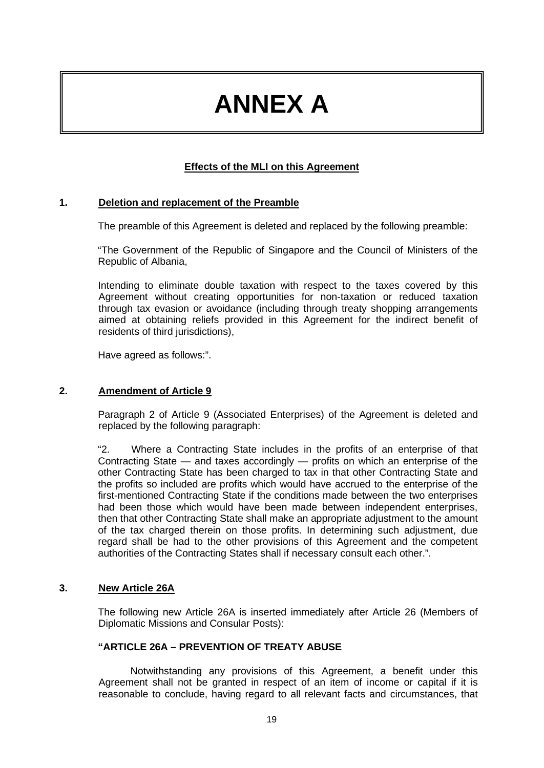# ANNEX A

**Effects of the MLI on this Agreement**

**1. Deletion and replacement of the Preamble**

The preamble of this Agreement is deleted and replaced by the following preamble:

"The Government of the Republic of Singapore and the Council of Ministers of the Republic of Albania,

Intending to eliminate double taxation with respect to the taxes covered by this Agreement without creating opportunities for non-taxation or reduced taxation through tax evasion or avoidance (including through treaty shopping arrangements aimed at obtaining reliefs provided in this Agreement for the indirect benefit of residents of third jurisdictions),

Have agreed as follows:".

**2. Amendment of Article 9**

Paragraph 2 of Article 9 (Associated Enterprises) of the Agreement is deleted and replaced by the following paragraph:

"2. Where a Contracting State includes in the profits of an enterprise of that Contracting State — and taxes accordingly — profits on which an enterprise of the other Contracting State has been charged to tax in that other Contracting State and the profits so included are profits which would have accrued to the enterprise of the first-mentioned Contracting State if the conditions made between the two enterprises had been those which would have been made between independent enterprises, then that other Contracting State shall make an appropriate adjustment to the amount of the tax charged therein on those profits. In determining such adjustment, due regard shall be had to the other provisions of this Agreement and the competent authorities of the Contracting States shall if necessary consult each other.".

**3. New Article 26A**

The following new Article 26A is inserted immediately after Article 26 (Members of Diplomatic Missions and Consular Posts):

**"ARTICLE 26A – PREVENTION OF TREATY ABUSE**

Notwithstanding any provisions of this Agreement, a benefit under this Agreement shall not be granted in respect of an item of income or capital if it is reasonable to conclude, having regard to all relevant facts and circumstances, that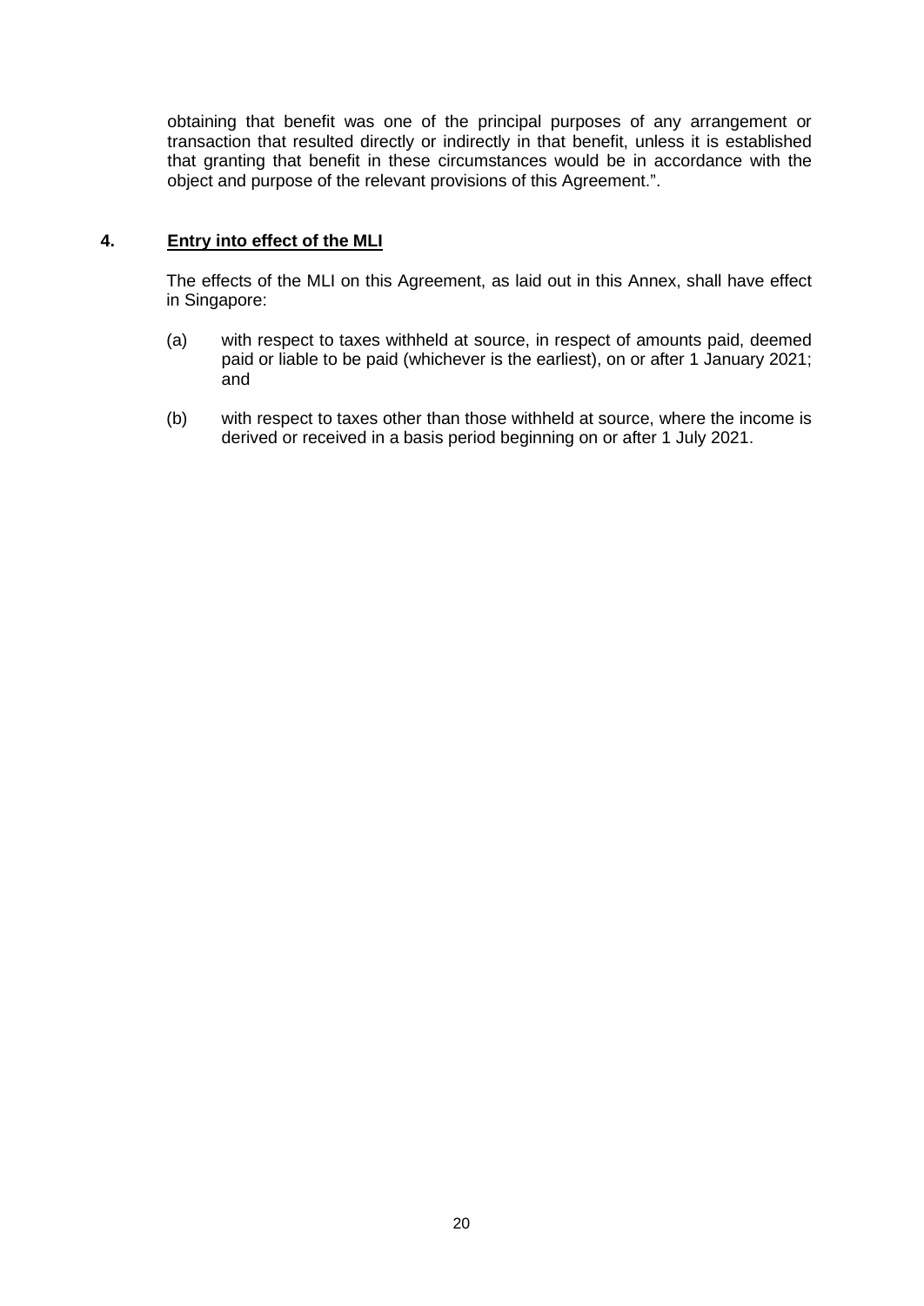obtaining that benefit was one of the principal purposes of any arrangement or transaction that resulted directly or indirectly in that benefit, unless it is established that granting that benefit in these circumstances would be in accordance with the object and purpose of the relevant provisions of this Agreement.".

**4. <u>Entry into effect of the MLI</u>**

The effects of the MLI on this Agreement, as laid out in this Annex, shall have effect in Singapore:

(a) with respect to taxes withheld at source, in respect of amounts paid, deemed paid or liable to be paid (whichever is the earliest), on or after 1 January 2021; and

(b) with respect to taxes other than those withheld at source, where the income is derived or received in a basis period beginning on or after 1 July 2021.